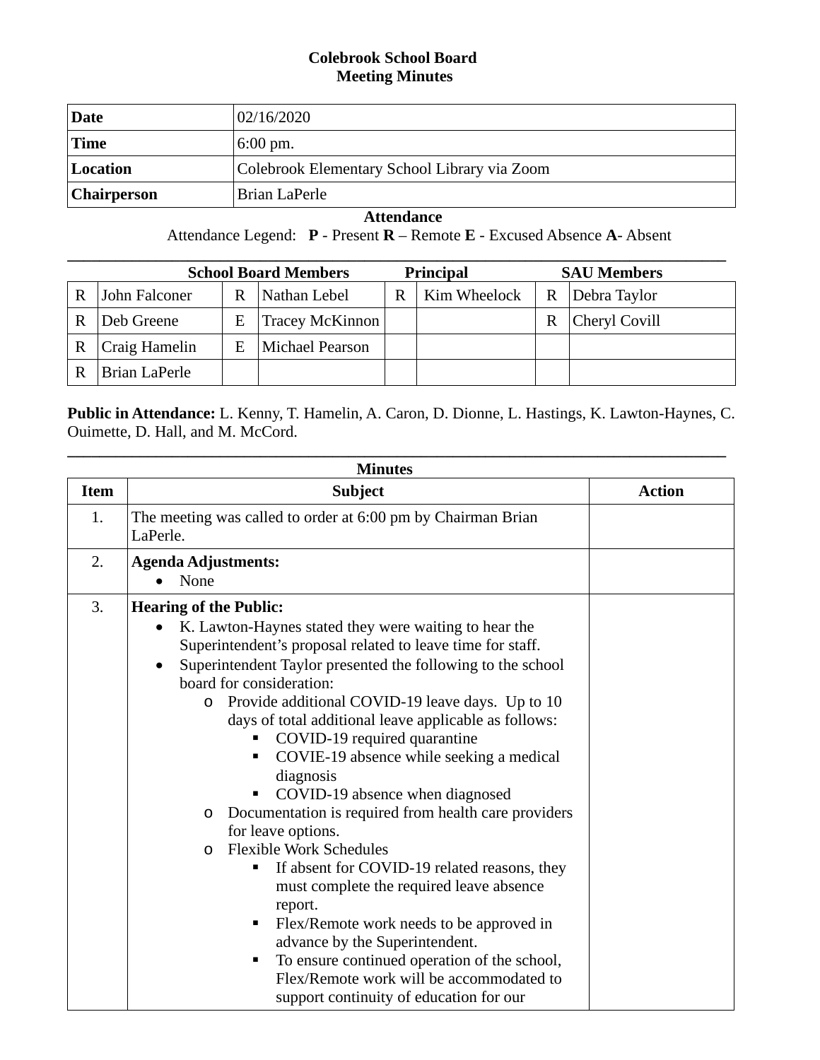# Colebrook School Board
## Meeting Minutes

| Date | 02/16/2020 |
|---|---|
| Time | 6:00 pm. |
| Location | Colebrook Elementary School Library via Zoom |
| Chairperson | Brian LaPerle |

**Attendance**

Attendance Legend: **P** - Present **R** – Remote **E** - Excused Absence **A**- Absent

| School Board Members | | | | Principal | | SAU Members | |
|---|---|---|---|---|---|---|---|
| R | John Falconer | R | Nathan Lebel | R | Kim Wheelock | R | Debra Taylor |
| R | Deb Greene | E | Tracey McKinnon | | | R | Cheryl Covill |
| R | Craig Hamelin | E | Michael Pearson | | | | |
| R | Brian LaPerle | | | | | | |

**Public in Attendance:** L. Kenny, T. Hamelin, A. Caron, D. Dionne, L. Hastings, K. Lawton-Haynes, C. Ouimette, D. Hall, and M. McCord.

**Minutes**

| Item | Subject | Action |
|---|---|---|
| 1. | The meeting was called to order at 6:00 pm by Chairman Brian LaPerle. | |
| 2. | **Agenda Adjustments:**<br>• None | |
| 3. | **Hearing of the Public:**<br>• K. Lawton-Haynes stated they were waiting to hear the Superintendent's proposal related to leave time for staff.<br>• Superintendent Taylor presented the following to the school board for consideration:<br>&nbsp;&nbsp;o Provide additional COVID-19 leave days. Up to 10 days of total additional leave applicable as follows:<br>&nbsp;&nbsp;&nbsp;&nbsp;▪ COVID-19 required quarantine<br>&nbsp;&nbsp;&nbsp;&nbsp;▪ COVIE-19 absence while seeking a medical diagnosis<br>&nbsp;&nbsp;&nbsp;&nbsp;▪ COVID-19 absence when diagnosed<br>&nbsp;&nbsp;o Documentation is required from health care providers for leave options.<br>&nbsp;&nbsp;o Flexible Work Schedules<br>&nbsp;&nbsp;&nbsp;&nbsp;▪ If absent for COVID-19 related reasons, they must complete the required leave absence report.<br>&nbsp;&nbsp;&nbsp;&nbsp;▪ Flex/Remote work needs to be approved in advance by the Superintendent.<br>&nbsp;&nbsp;&nbsp;&nbsp;▪ To ensure continued operation of the school, Flex/Remote work will be accommodated to support continuity of education for our | |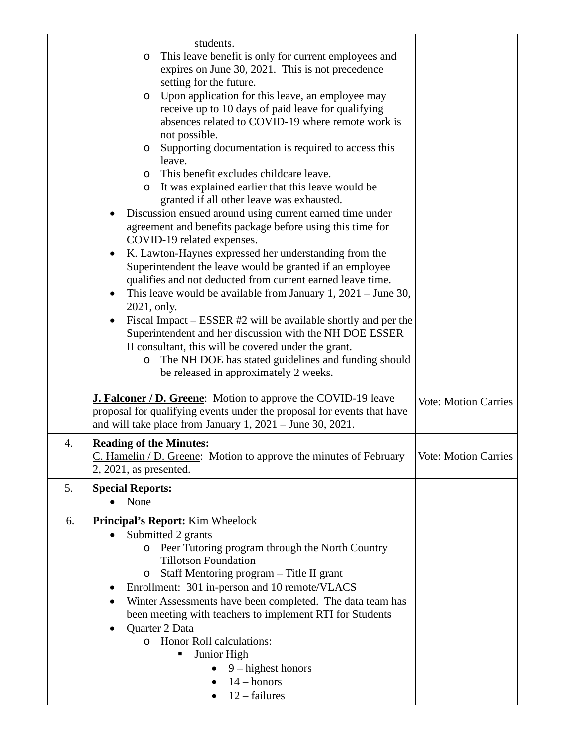| | | |
|---|---|---|
| | students.<br>o This leave benefit is only for current employees and expires on June 30, 2021. This is not precedence setting for the future.<br>o Upon application for this leave, an employee may receive up to 10 days of paid leave for qualifying absences related to COVID-19 where remote work is not possible.<br>o Supporting documentation is required to access this leave.<br>o This benefit excludes childcare leave.<br>o It was explained earlier that this leave would be granted if all other leave was exhausted.<br>• Discussion ensued around using current earned time under agreement and benefits package before using this time for COVID-19 related expenses.<br>• K. Lawton-Haynes expressed her understanding from the Superintendent the leave would be granted if an employee qualifies and not deducted from current earned leave time.<br>• This leave would be available from January 1, 2021 – June 30, 2021, only.<br>• Fiscal Impact – ESSER #2 will be available shortly and per the Superintendent and her discussion with the NH DOE ESSER II consultant, this will be covered under the grant.<br>o The NH DOE has stated guidelines and funding should be released in approximately 2 weeks.<br><br>**J. Falconer / D. Greene**: Motion to approve the COVID-19 leave proposal for qualifying events under the proposal for events that have and will take place from January 1, 2021 – June 30, 2021. | Vote: Motion Carries |
| 4. | **Reading of the Minutes:**<br>C. Hamelin / D. Greene: Motion to approve the minutes of February 2, 2021, as presented. | Vote: Motion Carries |
| 5. | **Special Reports:**<br>• None | |
| 6. | **Principal's Report:** Kim Wheelock<br>• Submitted 2 grants<br>o Peer Tutoring program through the North Country Tillotson Foundation<br>o Staff Mentoring program – Title II grant<br>• Enrollment: 301 in-person and 10 remote/VLACS<br>• Winter Assessments have been completed. The data team has been meeting with teachers to implement RTI for Students<br>• Quarter 2 Data<br>o Honor Roll calculations:<br>▪ Junior High<br>• 9 – highest honors<br>• 14 – honors<br>• 12 – failures | |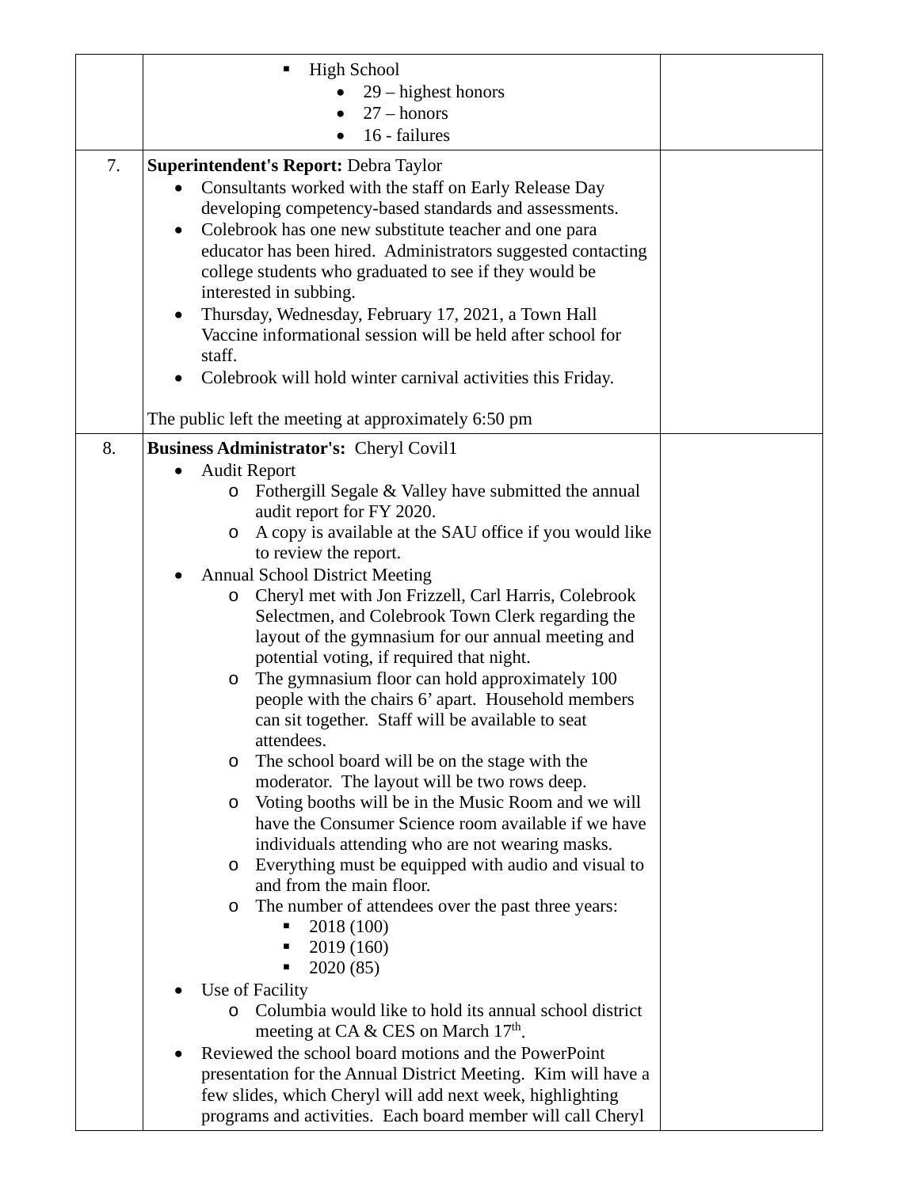| | | |
|---|---|---|
| | ▪ High School<br>• 29 – highest honors<br>• 27 – honors<br>• 16 - failures | |
| 7. | **Superintendent's Report:** Debra Taylor<br>• Consultants worked with the staff on Early Release Day developing competency-based standards and assessments.<br>• Colebrook has one new substitute teacher and one para educator has been hired. Administrators suggested contacting college students who graduated to see if they would be interested in subbing.<br>• Thursday, Wednesday, February 17, 2021, a Town Hall Vaccine informational session will be held after school for staff.<br>• Colebrook will hold winter carnival activities this Friday.<br><br>The public left the meeting at approximately 6:50 pm | |
| 8. | **Business Administrator's:** Cheryl Covil1<br>• Audit Report<br>o Fothergill Segale & Valley have submitted the annual audit report for FY 2020.<br>o A copy is available at the SAU office if you would like to review the report.<br>• Annual School District Meeting<br>o Cheryl met with Jon Frizzell, Carl Harris, Colebrook Selectmen, and Colebrook Town Clerk regarding the layout of the gymnasium for our annual meeting and potential voting, if required that night.<br>o The gymnasium floor can hold approximately 100 people with the chairs 6' apart. Household members can sit together. Staff will be available to seat attendees.<br>o The school board will be on the stage with the moderator. The layout will be two rows deep.<br>o Voting booths will be in the Music Room and we will have the Consumer Science room available if we have individuals attending who are not wearing masks.<br>o Everything must be equipped with audio and visual to and from the main floor.<br>o The number of attendees over the past three years:<br>▪ 2018 (100)<br>▪ 2019 (160)<br>▪ 2020 (85)<br>• Use of Facility<br>o Columbia would like to hold its annual school district meeting at CA & CES on March 17th.<br>• Reviewed the school board motions and the PowerPoint presentation for the Annual District Meeting. Kim will have a few slides, which Cheryl will add next week, highlighting programs and activities. Each board member will call Cheryl | |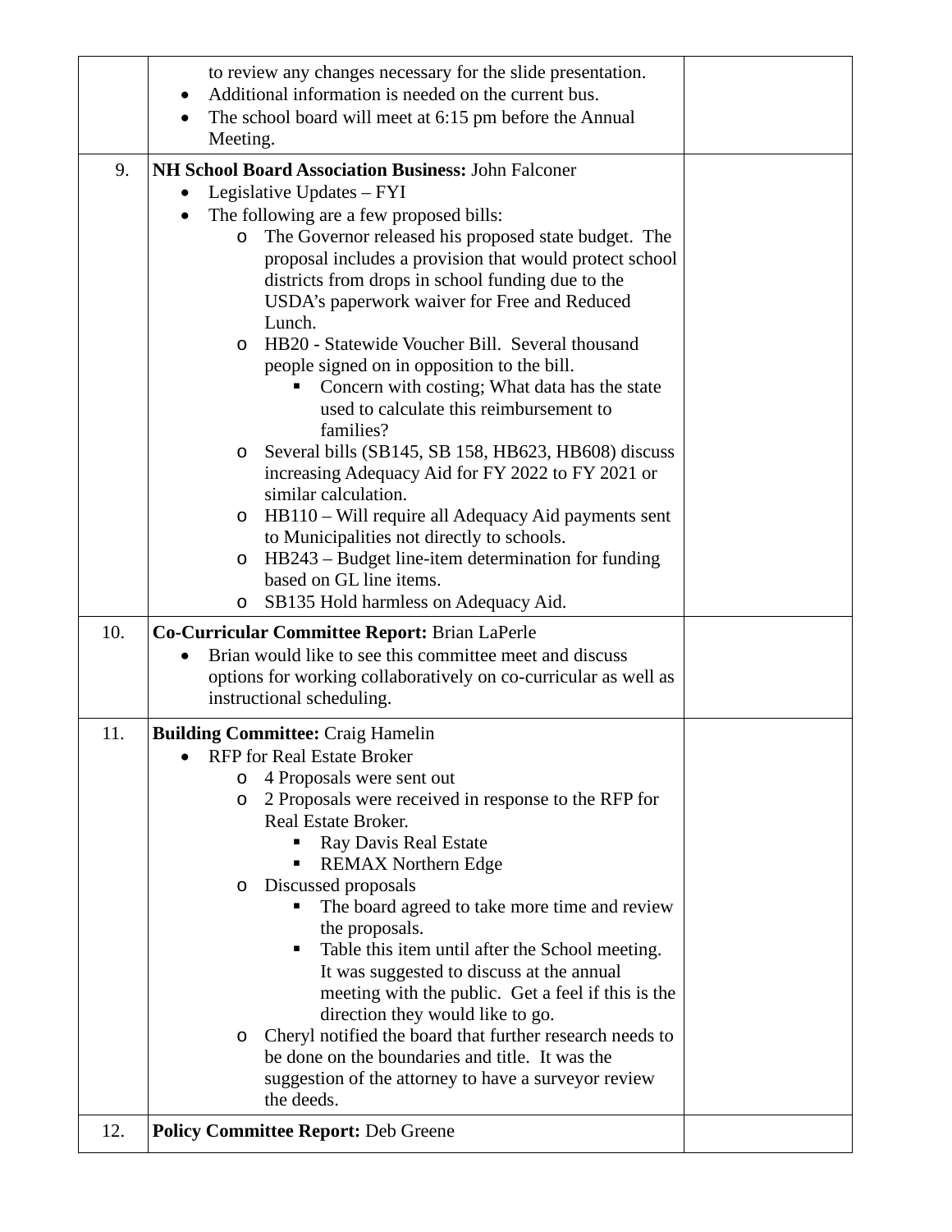| | | |
|---|---|---|
| | to review any changes necessary for the slide presentation.<br>• Additional information is needed on the current bus.<br>• The school board will meet at 6:15 pm before the Annual Meeting. | |
| 9. | **NH School Board Association Business:** John Falconer<br>• Legislative Updates – FYI<br>• The following are a few proposed bills:<br>  o The Governor released his proposed state budget. The proposal includes a provision that would protect school districts from drops in school funding due to the USDA's paperwork waiver for Free and Reduced Lunch.<br>  o HB20 - Statewide Voucher Bill. Several thousand people signed on in opposition to the bill.<br>    ▪ Concern with costing; What data has the state used to calculate this reimbursement to families?<br>  o Several bills (SB145, SB 158, HB623, HB608) discuss increasing Adequacy Aid for FY 2022 to FY 2021 or similar calculation.<br>  o HB110 – Will require all Adequacy Aid payments sent to Municipalities not directly to schools.<br>  o HB243 – Budget line-item determination for funding based on GL line items.<br>  o SB135 Hold harmless on Adequacy Aid. | |
| 10. | **Co-Curricular Committee Report:** Brian LaPerle<br>• Brian would like to see this committee meet and discuss options for working collaboratively on co-curricular as well as instructional scheduling. | |
| 11. | **Building Committee:** Craig Hamelin<br>• RFP for Real Estate Broker<br>  o 4 Proposals were sent out<br>  o 2 Proposals were received in response to the RFP for Real Estate Broker.<br>    ▪ Ray Davis Real Estate<br>    ▪ REMAX Northern Edge<br>  o Discussed proposals<br>    ▪ The board agreed to take more time and review the proposals.<br>    ▪ Table this item until after the School meeting. It was suggested to discuss at the annual meeting with the public. Get a feel if this is the direction they would like to go.<br>  o Cheryl notified the board that further research needs to be done on the boundaries and title. It was the suggestion of the attorney to have a surveyor review the deeds. | |
| 12. | **Policy Committee Report:** Deb Greene | |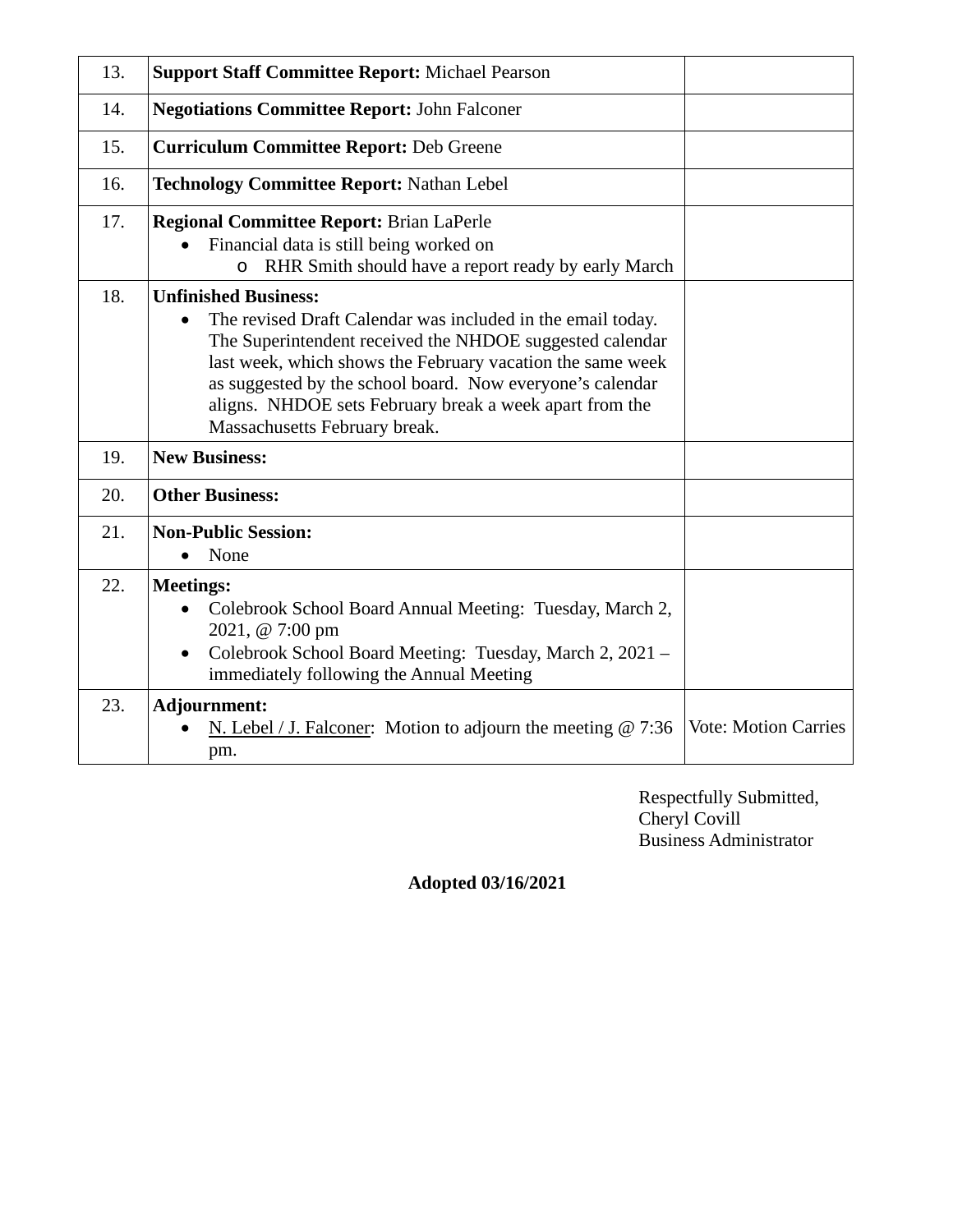| | | |
|---|---|---|
| 13. | **Support Staff Committee Report:** Michael Pearson | |
| 14. | **Negotiations Committee Report:** John Falconer | |
| 15. | **Curriculum Committee Report:** Deb Greene | |
| 16. | **Technology Committee Report:** Nathan Lebel | |
| 17. | **Regional Committee Report:** Brian LaPerle<br>• Financial data is still being worked on<br>  o RHR Smith should have a report ready by early March | |
| 18. | **Unfinished Business:**<br>• The revised Draft Calendar was included in the email today. The Superintendent received the NHDOE suggested calendar last week, which shows the February vacation the same week as suggested by the school board. Now everyone's calendar aligns. NHDOE sets February break a week apart from the Massachusetts February break. | |
| 19. | **New Business:** | |
| 20. | **Other Business:** | |
| 21. | **Non-Public Session:**<br>• None | |
| 22. | **Meetings:**<br>• Colebrook School Board Annual Meeting: Tuesday, March 2, 2021, @ 7:00 pm<br>• Colebrook School Board Meeting: Tuesday, March 2, 2021 – immediately following the Annual Meeting | |
| 23. | **Adjournment:**<br>• N. Lebel / J. Falconer: Motion to adjourn the meeting @ 7:36 pm. | Vote: Motion Carries |

Respectfully Submitted,
Cheryl Covill
Business Administrator

**Adopted 03/16/2021**